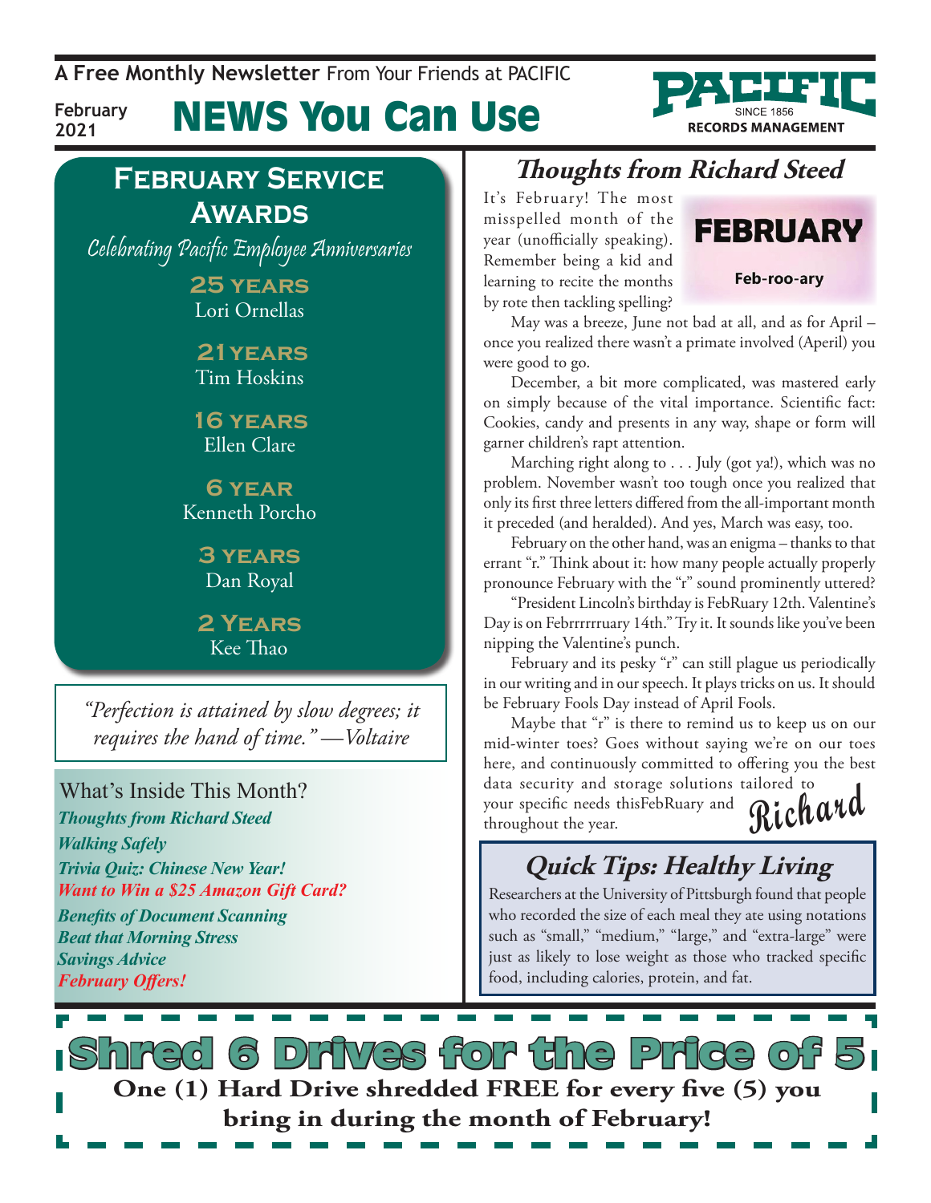A **Free Monthly Newsletter** From Your Friends at PACIFIC

February 2021

# NEWS You Can Use

PACIFIC SINCE 1856 RECORDS MANAGEMENT

## February Service Awards

*Celebrating Pacific Employee Anniversaries*

**25 years**
Lori Ornellas

**21 years**
Tim Hoskins

**16 years**
Ellen Clare

**6 year**
Kenneth Porcho

**3 years**
Dan Royal

**2 Years**
Kee Thao

*"Perfection is attained by slow degrees; it requires the hand of time." —Voltaire*

### What's Inside This Month?

- *Thoughts from Richard Steed*
- *Walking Safely*
- *Trivia Quiz: Chinese New Year!*
- *Want to Win a $25 Amazon Gift Card?*
- *Benefits of Document Scanning*
- *Beat that Morning Stress*
- *Savings Advice*
- *February Offers!*

## *Thoughts from Richard Steed*

**FEBRUARY**

**Feb-roo-ary**

It's February! The most misspelled month of the year (unofficially speaking). Remember being a kid and learning to recite the months by rote then tackling spelling?

May was a breeze, June not bad at all, and as for April – once you realized there wasn't a primate involved (Aperil) you were good to go.

December, a bit more complicated, was mastered early on simply because of the vital importance. Scientific fact: Cookies, candy and presents in any way, shape or form will garner children's rapt attention.

Marching right along to . . . July (got ya!), which was no problem. November wasn't too tough once you realized that only its first three letters differed from the all-important month it preceded (and heralded). And yes, March was easy, too.

February on the other hand, was an enigma – thanks to that errant "r." Think about it: how many people actually properly pronounce February with the "r" sound prominently uttered?

"President Lincoln's birthday is FebRuary 12th. Valentine's Day is on Febrrrrrruary 14th." Try it. It sounds like you've been nipping the Valentine's punch.

February and its pesky "r" can still plague us periodically in our writing and in our speech. It plays tricks on us. It should be February Fools Day instead of April Fools.

Maybe that "r" is there to remind us to keep us on our mid-winter toes? Goes without saying we're on our toes here, and continuously committed to offering you the best data security and storage solutions tailored to your specific needs thisFebRuary and throughout the year.

*Richard*

## *Quick Tips: Healthy Living*

Researchers at the University of Pittsburgh found that people who recorded the size of each meal they ate using notations such as "small," "medium," "large," and "extra-large" were just as likely to lose weight as those who tracked specific food, including calories, protein, and fat.

## Shred 6 Drives for the Price of 5

**One (1) Hard Drive shredded FREE for every five (5) you bring in during the month of February!**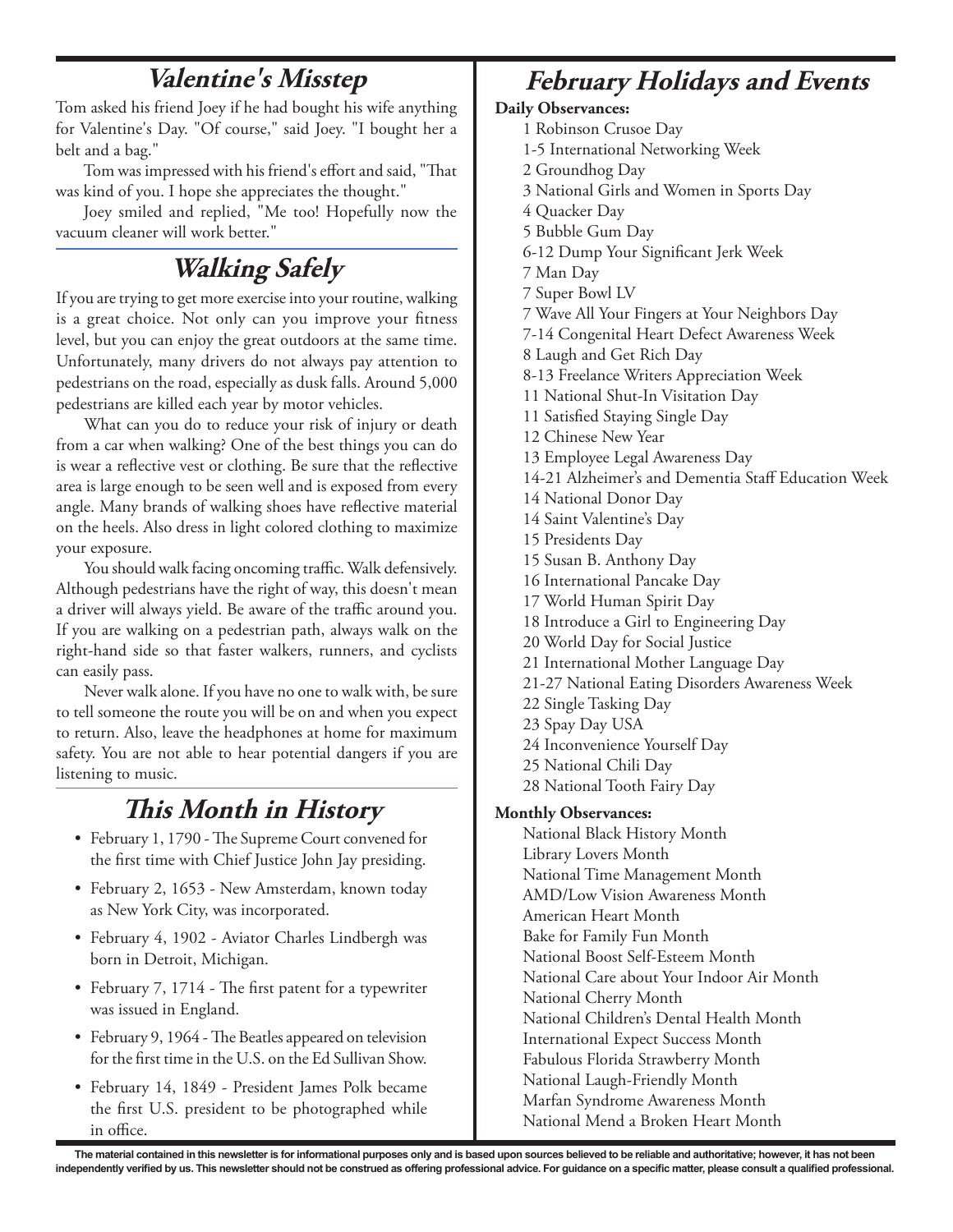## Valentine's Misstep

Tom asked his friend Joey if he had bought his wife anything for Valentine's Day. "Of course," said Joey. "I bought her a belt and a bag."

Tom was impressed with his friend's effort and said, "That was kind of you. I hope she appreciates the thought."

Joey smiled and replied, "Me too! Hopefully now the vacuum cleaner will work better."

## Walking Safely

If you are trying to get more exercise into your routine, walking is a great choice. Not only can you improve your fitness level, but you can enjoy the great outdoors at the same time. Unfortunately, many drivers do not always pay attention to pedestrians on the road, especially as dusk falls. Around 5,000 pedestrians are killed each year by motor vehicles.

What can you do to reduce your risk of injury or death from a car when walking? One of the best things you can do is wear a reflective vest or clothing. Be sure that the reflective area is large enough to be seen well and is exposed from every angle. Many brands of walking shoes have reflective material on the heels. Also dress in light colored clothing to maximize your exposure.

You should walk facing oncoming traffic. Walk defensively. Although pedestrians have the right of way, this doesn't mean a driver will always yield. Be aware of the traffic around you. If you are walking on a pedestrian path, always walk on the right-hand side so that faster walkers, runners, and cyclists can easily pass.

Never walk alone. If you have no one to walk with, be sure to tell someone the route you will be on and when you expect to return. Also, leave the headphones at home for maximum safety. You are not able to hear potential dangers if you are listening to music.

## This Month in History

- February 1, 1790 - The Supreme Court convened for the first time with Chief Justice John Jay presiding.
- February 2, 1653 - New Amsterdam, known today as New York City, was incorporated.
- February 4, 1902 - Aviator Charles Lindbergh was born in Detroit, Michigan.
- February 7, 1714 - The first patent for a typewriter was issued in England.
- February 9, 1964 - The Beatles appeared on television for the first time in the U.S. on the Ed Sullivan Show.
- February 14, 1849 - President James Polk became the first U.S. president to be photographed while in office.

## February Holidays and Events

**Daily Observances:**

1 Robinson Crusoe Day
1-5 International Networking Week
2 Groundhog Day
3 National Girls and Women in Sports Day
4 Quacker Day
5 Bubble Gum Day
6-12 Dump Your Significant Jerk Week
7 Man Day
7 Super Bowl LV
7 Wave All Your Fingers at Your Neighbors Day
7-14 Congenital Heart Defect Awareness Week
8 Laugh and Get Rich Day
8-13 Freelance Writers Appreciation Week
11 National Shut-In Visitation Day
11 Satisfied Staying Single Day
12 Chinese New Year
13 Employee Legal Awareness Day
14-21 Alzheimer's and Dementia Staff Education Week
14 National Donor Day
14 Saint Valentine's Day
15 Presidents Day
15 Susan B. Anthony Day
16 International Pancake Day
17 World Human Spirit Day
18 Introduce a Girl to Engineering Day
20 World Day for Social Justice
21 International Mother Language Day
21-27 National Eating Disorders Awareness Week
22 Single Tasking Day
23 Spay Day USA
24 Inconvenience Yourself Day
25 National Chili Day
28 National Tooth Fairy Day

**Monthly Observances:**

National Black History Month
Library Lovers Month
National Time Management Month
AMD/Low Vision Awareness Month
American Heart Month
Bake for Family Fun Month
National Boost Self-Esteem Month
National Care about Your Indoor Air Month
National Cherry Month
National Children's Dental Health Month
International Expect Success Month
Fabulous Florida Strawberry Month
National Laugh-Friendly Month
Marfan Syndrome Awareness Month
National Mend a Broken Heart Month

**The material contained in this newsletter is for informational purposes only and is based upon sources believed to be reliable and authoritative; however, it has not been independently verified by us. This newsletter should not be construed as offering professional advice. For guidance on a specific matter, please consult a qualified professional.**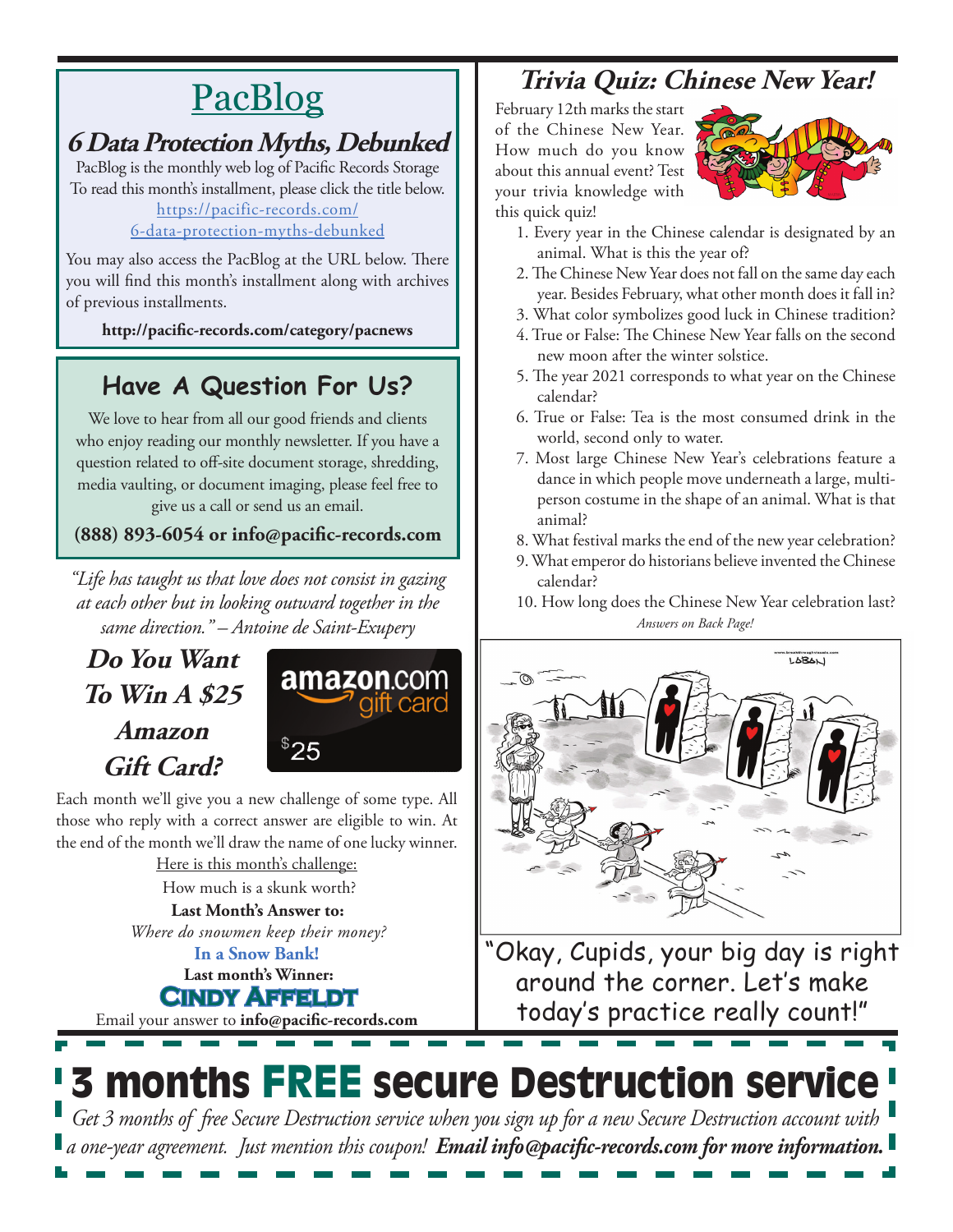# PacBlog

## 6 Data Protection Myths, Debunked

PacBlog is the monthly web log of Pacific Records Storage
To read this month's installment, please click the title below.
https://pacific-records.com/6-data-protection-myths-debunked

You may also access the PacBlog at the URL below. There you will find this month's installment along with archives of previous installments.

**http://pacific-records.com/category/pacnews**

## Have A Question For Us?

We love to hear from all our good friends and clients who enjoy reading our monthly newsletter. If you have a question related to off-site document storage, shredding, media vaulting, or document imaging, please feel free to give us a call or send us an email.

**(888) 893-6054 or info@pacific-records.com**

*"Life has taught us that love does not consist in gazing at each other but in looking outward together in the same direction." – Antoine de Saint-Exupery*

## Do You Want To Win A $25 Amazon Gift Card?

amazon.com gift card $25

Each month we'll give you a new challenge of some type. All those who reply with a correct answer are eligible to win. At the end of the month we'll draw the name of one lucky winner.

Here is this month's challenge:

How much is a skunk worth?

**Last Month's Answer to:**

*Where do snowmen keep their money?*

**In a Snow Bank!**

**Last month's Winner:**

**Cindy Affeldt**

Email your answer to **info@pacific-records.com**

## Trivia Quiz: Chinese New Year!

February 12th marks the start of the Chinese New Year. How much do you know about this annual event? Test your trivia knowledge with this quick quiz!

1. Every year in the Chinese calendar is designated by an animal. What is this the year of?
2. The Chinese New Year does not fall on the same day each year. Besides February, what other month does it fall in?
3. What color symbolizes good luck in Chinese tradition?
4. True or False: The Chinese New Year falls on the second new moon after the winter solstice.
5. The year 2021 corresponds to what year on the Chinese calendar?
6. True or False: Tea is the most consumed drink in the world, second only to water.
7. Most large Chinese New Year's celebrations feature a dance in which people move underneath a large, multi-person costume in the shape of an animal. What is that animal?
8. What festival marks the end of the new year celebration?
9. What emperor do historians believe invented the Chinese calendar?
10. How long does the Chinese New Year celebration last?

*Answers on Back Page!*

"Okay, Cupids, your big day is right around the corner. Let's make today's practice really count!"

# 3 months FREE secure Destruction service

*Get 3 months of free Secure Destruction service when you sign up for a new Secure Destruction account with a one-year agreement. Just mention this coupon!* ***Email info@pacific-records.com for more information.***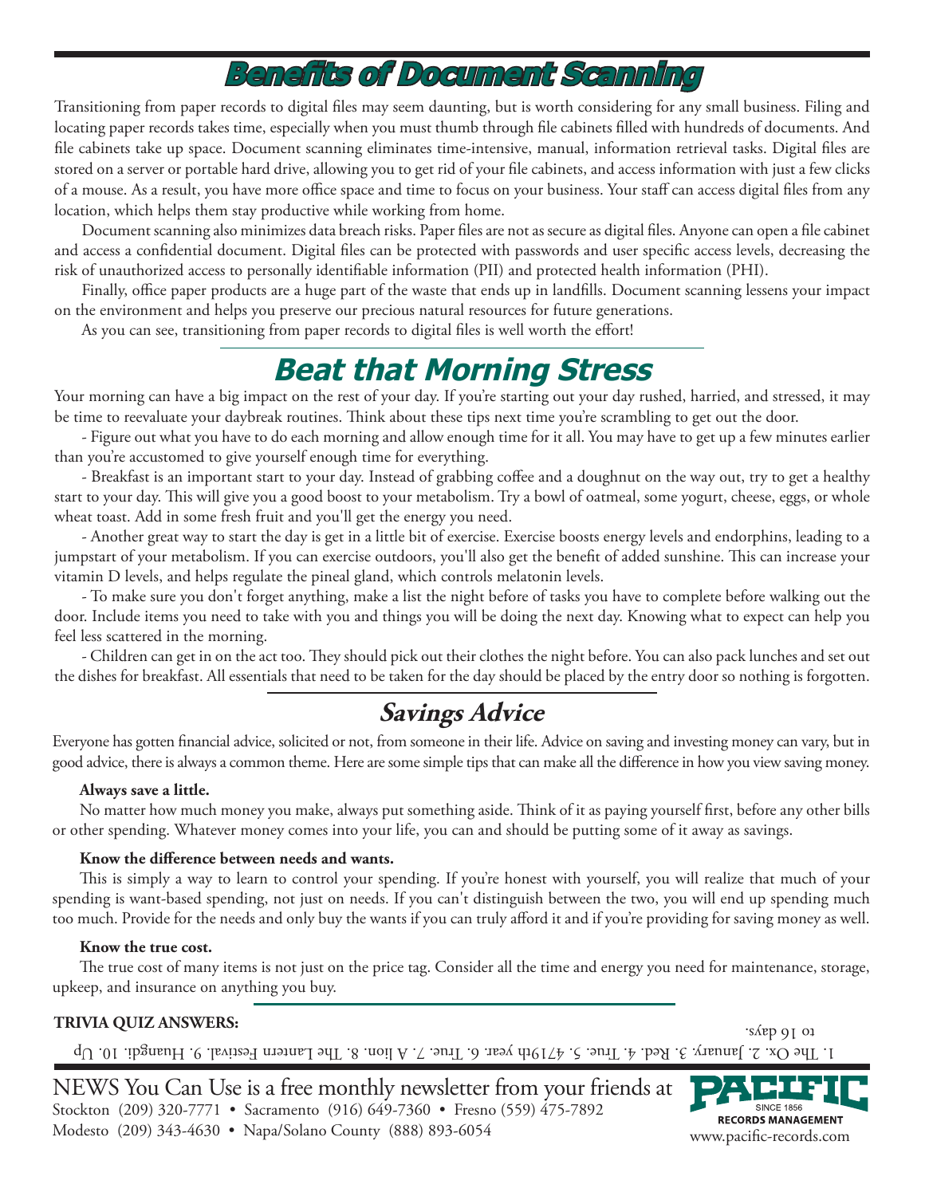# Benefits of Document Scanning

Transitioning from paper records to digital files may seem daunting, but is worth considering for any small business. Filing and locating paper records takes time, especially when you must thumb through file cabinets filled with hundreds of documents. And file cabinets take up space. Document scanning eliminates time-intensive, manual, information retrieval tasks. Digital files are stored on a server or portable hard drive, allowing you to get rid of your file cabinets, and access information with just a few clicks of a mouse. As a result, you have more office space and time to focus on your business. Your staff can access digital files from any location, which helps them stay productive while working from home.

Document scanning also minimizes data breach risks. Paper files are not as secure as digital files. Anyone can open a file cabinet and access a confidential document. Digital files can be protected with passwords and user specific access levels, decreasing the risk of unauthorized access to personally identifiable information (PII) and protected health information (PHI).

Finally, office paper products are a huge part of the waste that ends up in landfills. Document scanning lessens your impact on the environment and helps you preserve our precious natural resources for future generations.

As you can see, transitioning from paper records to digital files is well worth the effort!

# Beat that Morning Stress

Your morning can have a big impact on the rest of your day. If you're starting out your day rushed, harried, and stressed, it may be time to reevaluate your daybreak routines. Think about these tips next time you're scrambling to get out the door.

- Figure out what you have to do each morning and allow enough time for it all. You may have to get up a few minutes earlier than you're accustomed to give yourself enough time for everything.

- Breakfast is an important start to your day. Instead of grabbing coffee and a doughnut on the way out, try to get a healthy start to your day. This will give you a good boost to your metabolism. Try a bowl of oatmeal, some yogurt, cheese, eggs, or whole wheat toast. Add in some fresh fruit and you'll get the energy you need.

- Another great way to start the day is get in a little bit of exercise. Exercise boosts energy levels and endorphins, leading to a jumpstart of your metabolism. If you can exercise outdoors, you'll also get the benefit of added sunshine. This can increase your vitamin D levels, and helps regulate the pineal gland, which controls melatonin levels.

- To make sure you don't forget anything, make a list the night before of tasks you have to complete before walking out the door. Include items you need to take with you and things you will be doing the next day. Knowing what to expect can help you feel less scattered in the morning.

- Children can get in on the act too. They should pick out their clothes the night before. You can also pack lunches and set out the dishes for breakfast. All essentials that need to be taken for the day should be placed by the entry door so nothing is forgotten.

# *Savings Advice*

Everyone has gotten financial advice, solicited or not, from someone in their life. Advice on saving and investing money can vary, but in good advice, there is always a common theme. Here are some simple tips that can make all the difference in how you view saving money.

**Always save a little.**

No matter how much money you make, always put something aside. Think of it as paying yourself first, before any other bills or other spending. Whatever money comes into your life, you can and should be putting some of it away as savings.

**Know the difference between needs and wants.**

This is simply a way to learn to control your spending. If you're honest with yourself, you will realize that much of your spending is want-based spending, not just on needs. If you can't distinguish between the two, you will end up spending much too much. Provide for the needs and only buy the wants if you can truly afford it and if you're providing for saving money as well.

**Know the true cost.**

The true cost of many items is not just on the price tag. Consider all the time and energy you need for maintenance, storage, upkeep, and insurance on anything you buy.

**TRIVIA QUIZ ANSWERS:**

1. The Ox. 2. January. 3. Red. 4. True. 5. 4719th year. 6. True. 7. A lion. 8. The Lantern Festival. 9. Huangdi. 10. Up to 16 days.

NEWS You Can Use is a free monthly newsletter from your friends at

Stockton (209) 320-7771 • Sacramento (916) 649-7360 • Fresno (559) 475-7892
Modesto (209) 343-4630 • Napa/Solano County (888) 893-6054

PACIFIC
SINCE 1856
RECORDS MANAGEMENT
www.pacific-records.com